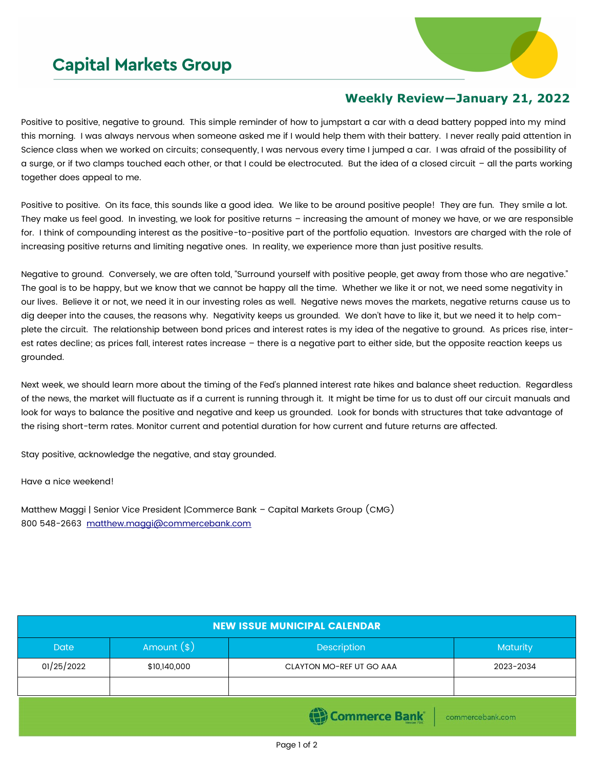# Capital Markets Group

## Weekly Review—January 21, 2022

Positive to positive, negative to ground. This simple reminder of how to jumpstart a car with a dead battery popped into my mind this morning. I was always nervous when someone asked me if I would help them with their battery. I never really paid attention in Science class when we worked on circuits; consequently, I was nervous every time I jumped a car. I was afraid of the possibility of a surge, or if two clamps touched each other, or that I could be electrocuted. But the idea of a closed circuit – all the parts working together does appeal to me.

Positive to positive. On its face, this sounds like a good idea. We like to be around positive people! They are fun. They smile a lot. They make us feel good. In investing, we look for positive returns – increasing the amount of money we have, or we are responsible for. I think of compounding interest as the positive-to-positive part of the portfolio equation. Investors are charged with the role of increasing positive returns and limiting negative ones. In reality, we experience more than just positive results.

Negative to ground. Conversely, we are often told, "Surround yourself with positive people, get away from those who are negative." The goal is to be happy, but we know that we cannot be happy all the time. Whether we like it or not, we need some negativity in our lives. Believe it or not, we need it in our investing roles as well. Negative news moves the markets, negative returns cause us to dig deeper into the causes, the reasons why. Negativity keeps us grounded. We don't have to like it, but we need it to help complete the circuit. The relationship between bond prices and interest rates is my idea of the negative to ground. As prices rise, interest rates decline; as prices fall, interest rates increase – there is a negative part to either side, but the opposite reaction keeps us grounded.

Next week, we should learn more about the timing of the Fed's planned interest rate hikes and balance sheet reduction. Regardless of the news, the market will fluctuate as if a current is running through it. It might be time for us to dust off our circuit manuals and look for ways to balance the positive and negative and keep us grounded. Look for bonds with structures that take advantage of the rising short-term rates. Monitor current and potential duration for how current and future returns are affected.

Stay positive, acknowledge the negative, and stay grounded.

Have a nice weekend!

Matthew Maggi | Senior Vice President |Commerce Bank – Capital Markets Group (CMG)
800 548-2663 matthew.maggi@commercebank.com

| NEW ISSUE MUNICIPAL CALENDAR | | | |
|---|---|---|---|
| Date | Amount ($) | Description | Maturity |
| 01/25/2022 | $10,140,000 | CLAYTON MO-REF UT GO AAA | 2023-2034 |
| | | | |

Commerce Bank | commercebank.com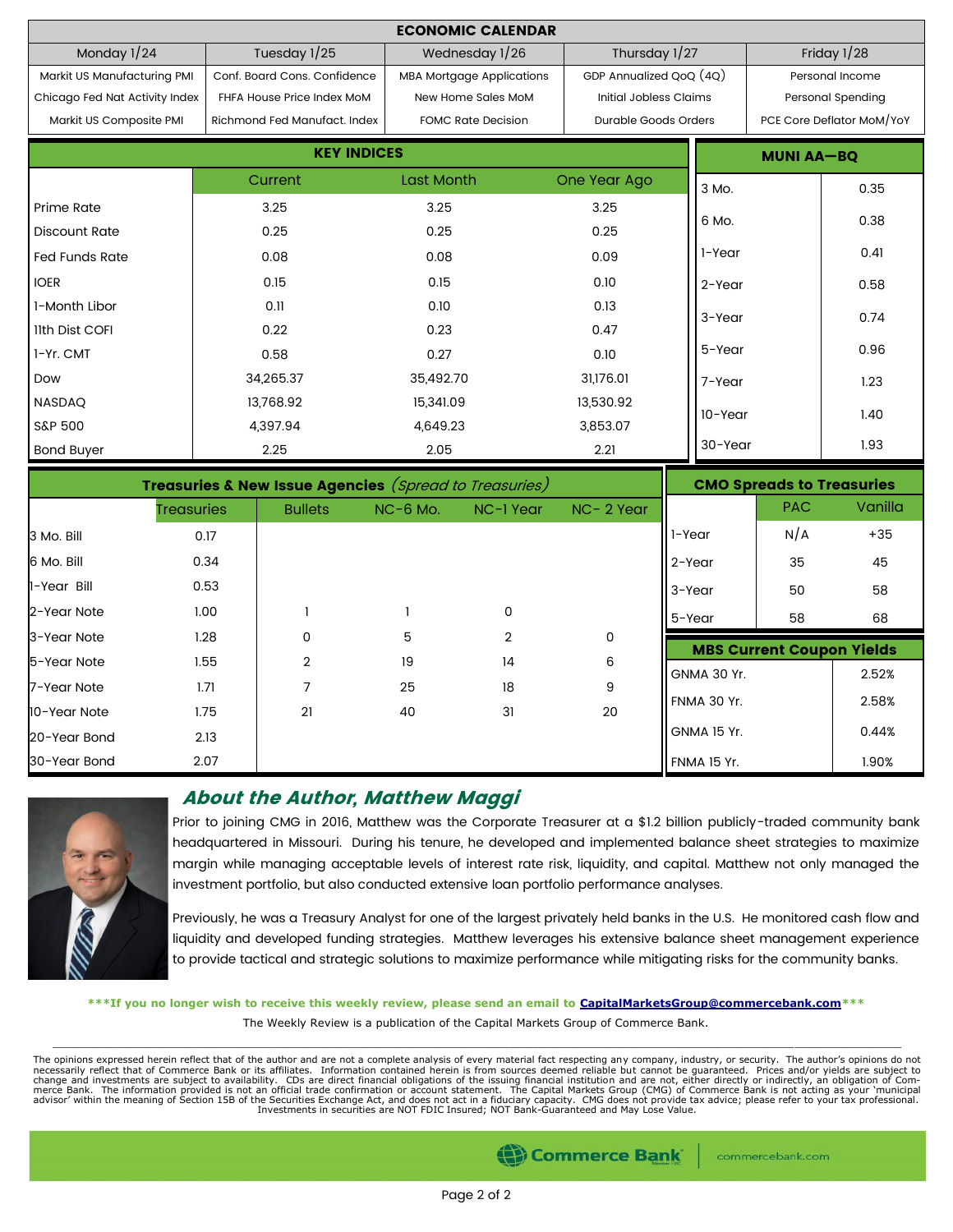## ECONOMIC CALENDAR

| Monday 1/24 | Tuesday 1/25 | Wednesday 1/26 | Thursday 1/27 | Friday 1/28 |
|---|---|---|---|---|
| Markit US Manufacturing PMI | Conf. Board Cons. Confidence | MBA Mortgage Applications | GDP Annualized QoQ (4Q) | Personal Income |
| Chicago Fed Nat Activity Index | FHFA House Price Index MoM | New Home Sales MoM | Initial Jobless Claims | Personal Spending |
| Markit US Composite PMI | Richmond Fed Manufact. Index | FOMC Rate Decision | Durable Goods Orders | PCE Core Deflator MoM/YoY |

## KEY INDICES

| | Current | Last Month | One Year Ago |
|---|---|---|---|
| Prime Rate | 3.25 | 3.25 | 3.25 |
| Discount Rate | 0.25 | 0.25 | 0.25 |
| Fed Funds Rate | 0.08 | 0.08 | 0.09 |
| IOER | 0.15 | 0.15 | 0.10 |
| 1-Month Libor | 0.11 | 0.10 | 0.13 |
| 11th Dist COFI | 0.22 | 0.23 | 0.47 |
| 1-Yr. CMT | 0.58 | 0.27 | 0.10 |
| Dow | 34,265.37 | 35,492.70 | 31,176.01 |
| NASDAQ | 13,768.92 | 15,341.09 | 13,530.92 |
| S&P 500 | 4,397.94 | 4,649.23 | 3,853.07 |
| Bond Buyer | 2.25 | 2.05 | 2.21 |

## MUNI AA—BQ

| | |
|---|---|
| 3 Mo. | 0.35 |
| 6 Mo. | 0.38 |
| 1-Year | 0.41 |
| 2-Year | 0.58 |
| 3-Year | 0.74 |
| 5-Year | 0.96 |
| 7-Year | 1.23 |
| 10-Year | 1.40 |
| 30-Year | 1.93 |

## Treasuries & New Issue Agencies *(Spread to Treasuries)*

| | Treasuries | Bullets | NC-6 Mo. | NC-1 Year | NC- 2 Year |
|---|---|---|---|---|---|
| 3 Mo. Bill | 0.17 | | | | |
| 6 Mo. Bill | 0.34 | | | | |
| 1-Year Bill | 0.53 | | | | |
| 2-Year Note | 1.00 | 1 | 1 | 0 | |
| 3-Year Note | 1.28 | 0 | 5 | 2 | 0 |
| 5-Year Note | 1.55 | 2 | 19 | 14 | 6 |
| 7-Year Note | 1.71 | 7 | 25 | 18 | 9 |
| 10-Year Note | 1.75 | 21 | 40 | 31 | 20 |
| 20-Year Bond | 2.13 | | | | |
| 30-Year Bond | 2.07 | | | | |

## CMO Spreads to Treasuries

| | PAC | Vanilla |
|---|---|---|
| 1-Year | N/A | +35 |
| 2-Year | 35 | 45 |
| 3-Year | 50 | 58 |
| 5-Year | 58 | 68 |

## MBS Current Coupon Yields

| | |
|---|---|
| GNMA 30 Yr. | 2.52% |
| FNMA 30 Yr. | 2.58% |
| GNMA 15 Yr. | 0.44% |
| FNMA 15 Yr. | 1.90% |

## *About the Author, Matthew Maggi*

Prior to joining CMG in 2016, Matthew was the Corporate Treasurer at a $1.2 billion publicly-traded community bank headquartered in Missouri. During his tenure, he developed and implemented balance sheet strategies to maximize margin while managing acceptable levels of interest rate risk, liquidity, and capital. Matthew not only managed the investment portfolio, but also conducted extensive loan portfolio performance analyses.

Previously, he was a Treasury Analyst for one of the largest privately held banks in the U.S. He monitored cash flow and liquidity and developed funding strategies. Matthew leverages his extensive balance sheet management experience to provide tactical and strategic solutions to maximize performance while mitigating risks for the community banks.

**\*\*\*If you no longer wish to receive this weekly review, please send an email to CapitalMarketsGroup@commercebank.com\*\*\***

The Weekly Review is a publication of the Capital Markets Group of Commerce Bank.

The opinions expressed herein reflect that of the author and are not a complete analysis of every material fact respecting any company, industry, or security. The author's opinions do not necessarily reflect that of Commerce Bank or its affiliates. Information contained herein is from sources deemed reliable but cannot be guaranteed. Prices and/or yields are subject to change and investments are subject to availability. CDs are direct financial obligations of the issuing financial institution and are not, either directly or indirectly, an obligation of Commerce Bank. The information provided is not an official trade confirmation or account statement. The Capital Markets Group (CMG) of Commerce Bank is not acting as your 'municipal advisor' within the meaning of Section 15B of the Securities Exchange Act, and does not act in a fiduciary capacity. CMG does not provide tax advice; please refer to your tax professional. Investments in securities are NOT FDIC Insured; NOT Bank-Guaranteed and May Lose Value.

Commerce Bank | commercebank.com